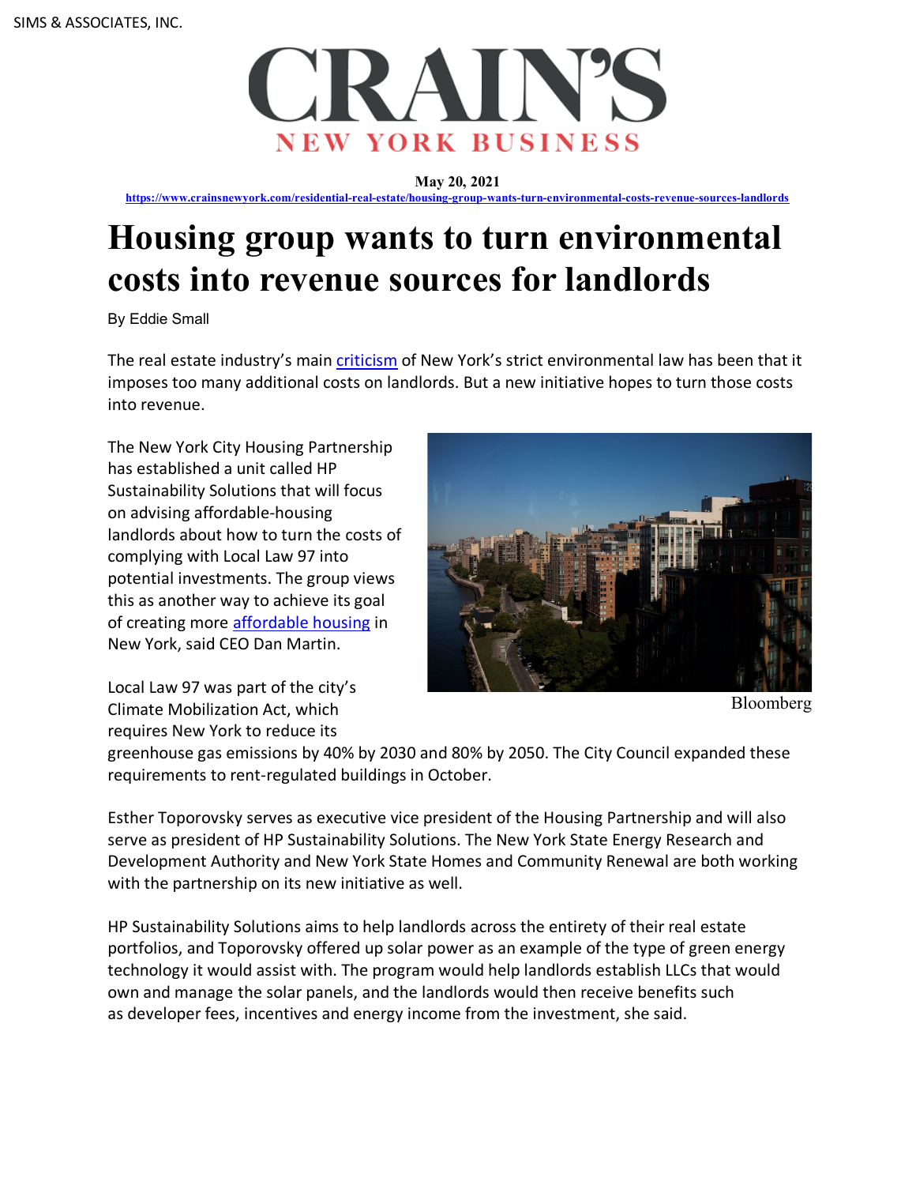SIMS & ASSOCIATES, INC.

# CRAIN'S NEW YORK BUSINESS

**May 20, 2021**

https://www.crainsnewyork.com/residential-real-estate/housing-group-wants-turn-environmental-costs-revenue-sources-landlords

# Housing group wants to turn environmental costs into revenue sources for landlords

By Eddie Small

The real estate industry's main criticism of New York's strict environmental law has been that it imposes too many additional costs on landlords. But a new initiative hopes to turn those costs into revenue.

The New York City Housing Partnership has established a unit called HP Sustainability Solutions that will focus on advising affordable-housing landlords about how to turn the costs of complying with Local Law 97 into potential investments. The group views this as another way to achieve its goal of creating more affordable housing in New York, said CEO Dan Martin.

Bloomberg

Local Law 97 was part of the city's Climate Mobilization Act, which requires New York to reduce its greenhouse gas emissions by 40% by 2030 and 80% by 2050. The City Council expanded these requirements to rent-regulated buildings in October.

Esther Toporovsky serves as executive vice president of the Housing Partnership and will also serve as president of HP Sustainability Solutions. The New York State Energy Research and Development Authority and New York State Homes and Community Renewal are both working with the partnership on its new initiative as well.

HP Sustainability Solutions aims to help landlords across the entirety of their real estate portfolios, and Toporovsky offered up solar power as an example of the type of green energy technology it would assist with. The program would help landlords establish LLCs that would own and manage the solar panels, and the landlords would then receive benefits such as developer fees, incentives and energy income from the investment, she said.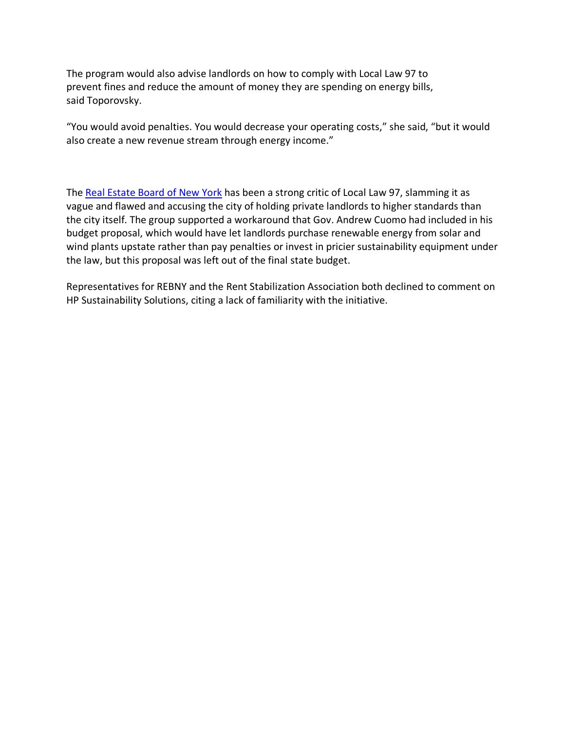The program would also advise landlords on how to comply with Local Law 97 to prevent fines and reduce the amount of money they are spending on energy bills, said Toporovsky.

"You would avoid penalties. You would decrease your operating costs," she said, "but it would also create a new revenue stream through energy income."

The Real Estate Board of New York has been a strong critic of Local Law 97, slamming it as vague and flawed and accusing the city of holding private landlords to higher standards than the city itself. The group supported a workaround that Gov. Andrew Cuomo had included in his budget proposal, which would have let landlords purchase renewable energy from solar and wind plants upstate rather than pay penalties or invest in pricier sustainability equipment under the law, but this proposal was left out of the final state budget.

Representatives for REBNY and the Rent Stabilization Association both declined to comment on HP Sustainability Solutions, citing a lack of familiarity with the initiative.